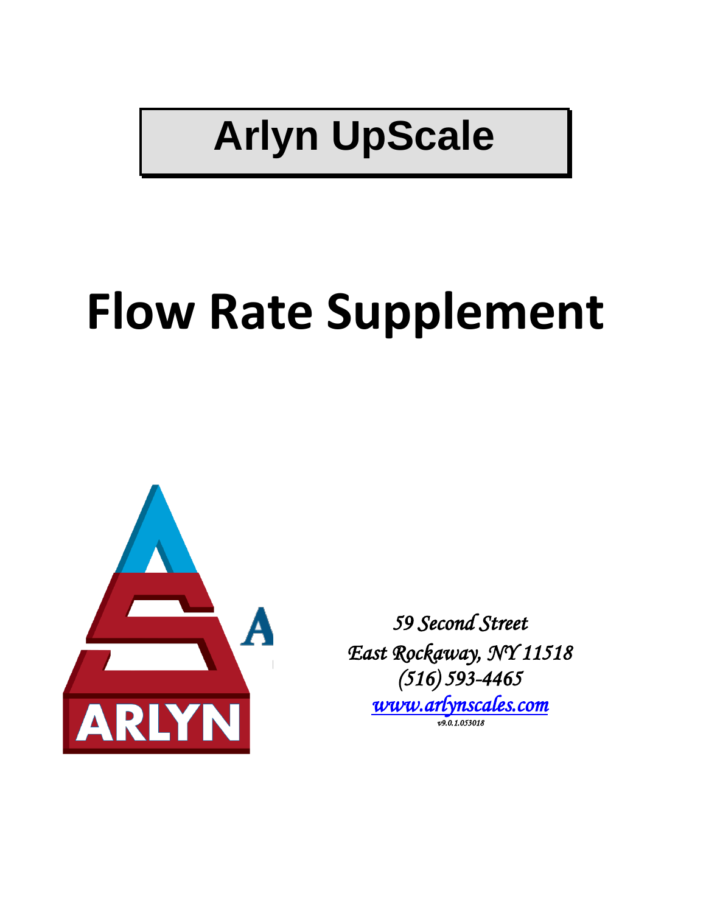# Arlyn UpScale

# Flow Rate Supplement

*59 Second Street*
*East Rockaway, NY 11518*
*(516) 593-4465*
*[www.arlynscales.com](http://www.arlynscales.com)*

*v9.0.1.053018*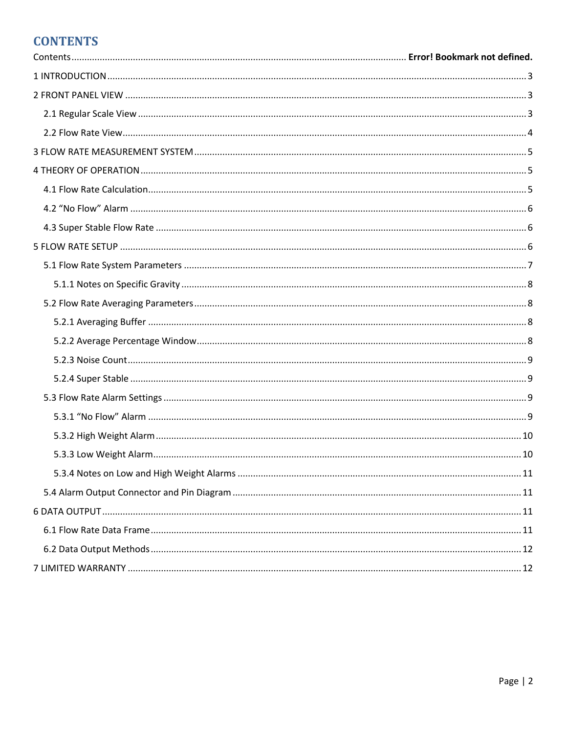# CONTENTS

Contents .............................................................................. Error! Bookmark not defined.

1 INTRODUCTION .............................................................................. 3

2 FRONT PANEL VIEW .............................................................................. 3

- 2.1 Regular Scale View .............................................................................. 3
- 2.2 Flow Rate View .............................................................................. 4

3 FLOW RATE MEASUREMENT SYSTEM .............................................................................. 5

4 THEORY OF OPERATION .............................................................................. 5

- 4.1 Flow Rate Calculation .............................................................................. 5
- 4.2 "No Flow" Alarm .............................................................................. 6
- 4.3 Super Stable Flow Rate .............................................................................. 6

5 FLOW RATE SETUP .............................................................................. 6

- 5.1 Flow Rate System Parameters .............................................................................. 7
  - 5.1.1 Notes on Specific Gravity .............................................................................. 8
- 5.2 Flow Rate Averaging Parameters .............................................................................. 8
  - 5.2.1 Averaging Buffer .............................................................................. 8
  - 5.2.2 Average Percentage Window .............................................................................. 8
  - 5.2.3 Noise Count .............................................................................. 9
  - 5.2.4 Super Stable .............................................................................. 9
- 5.3 Flow Rate Alarm Settings .............................................................................. 9
  - 5.3.1 "No Flow" Alarm .............................................................................. 9
  - 5.3.2 High Weight Alarm .............................................................................. 10
  - 5.3.3 Low Weight Alarm .............................................................................. 10
  - 5.3.4 Notes on Low and High Weight Alarms .............................................................................. 11
- 5.4 Alarm Output Connector and Pin Diagram .............................................................................. 11

6 DATA OUTPUT .............................................................................. 11

- 6.1 Flow Rate Data Frame .............................................................................. 11
- 6.2 Data Output Methods .............................................................................. 12

7 LIMITED WARRANTY .............................................................................. 12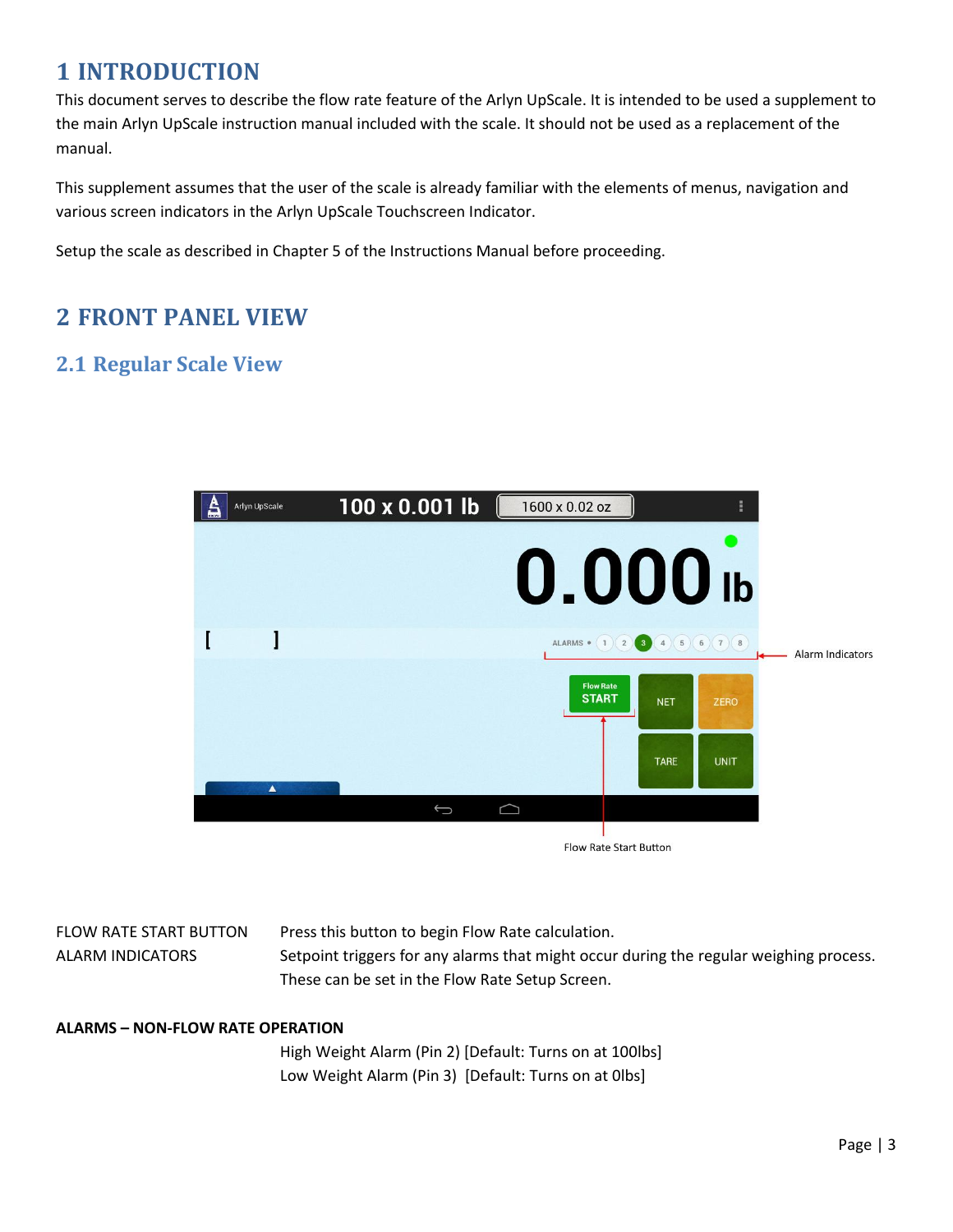# 1 INTRODUCTION

This document serves to describe the flow rate feature of the Arlyn UpScale. It is intended to be used a supplement to the main Arlyn UpScale instruction manual included with the scale. It should not be used as a replacement of the manual.

This supplement assumes that the user of the scale is already familiar with the elements of menus, navigation and various screen indicators in the Arlyn UpScale Touchscreen Indicator.

Setup the scale as described in Chapter 5 of the Instructions Manual before proceeding.

# 2 FRONT PANEL VIEW

## 2.1 Regular Scale View

Alarm Indicators

Flow Rate Start Button

| | |
|---|---|
| FLOW RATE START BUTTON | Press this button to begin Flow Rate calculation. |
| ALARM INDICATORS | Setpoint triggers for any alarms that might occur during the regular weighing process. These can be set in the Flow Rate Setup Screen. |

**ALARMS – NON-FLOW RATE OPERATION**

High Weight Alarm (Pin 2) [Default: Turns on at 100lbs]

Low Weight Alarm (Pin 3) [Default: Turns on at 0lbs]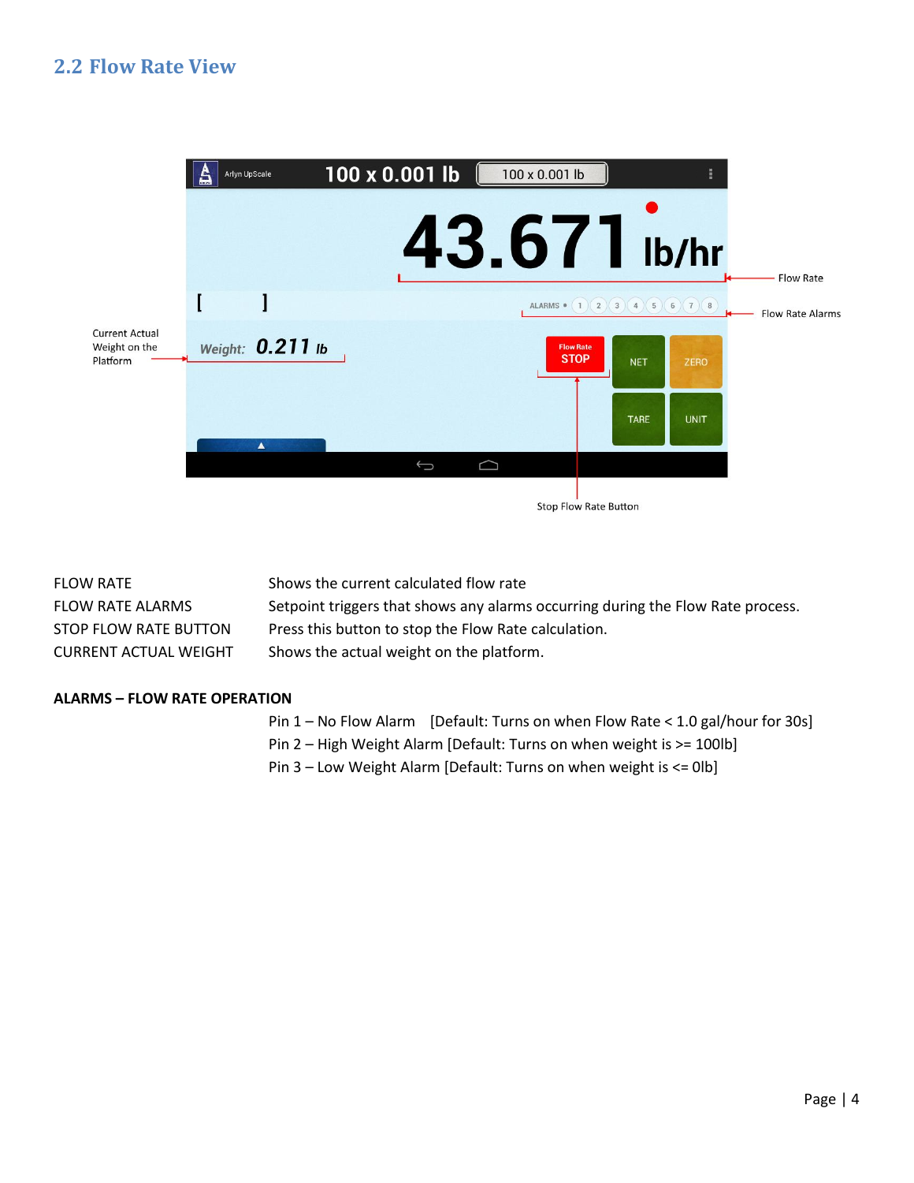## 2.2 Flow Rate View

| | |
|---|---|
| FLOW RATE | Shows the current calculated flow rate |
| FLOW RATE ALARMS | Setpoint triggers that shows any alarms occurring during the Flow Rate process. |
| STOP FLOW RATE BUTTON | Press this button to stop the Flow Rate calculation. |
| CURRENT ACTUAL WEIGHT | Shows the actual weight on the platform. |

**ALARMS – FLOW RATE OPERATION**

Pin 1 – No Flow Alarm [Default: Turns on when Flow Rate < 1.0 gal/hour for 30s]
Pin 2 – High Weight Alarm [Default: Turns on when weight is >= 100lb]
Pin 3 – Low Weight Alarm [Default: Turns on when weight is <= 0lb]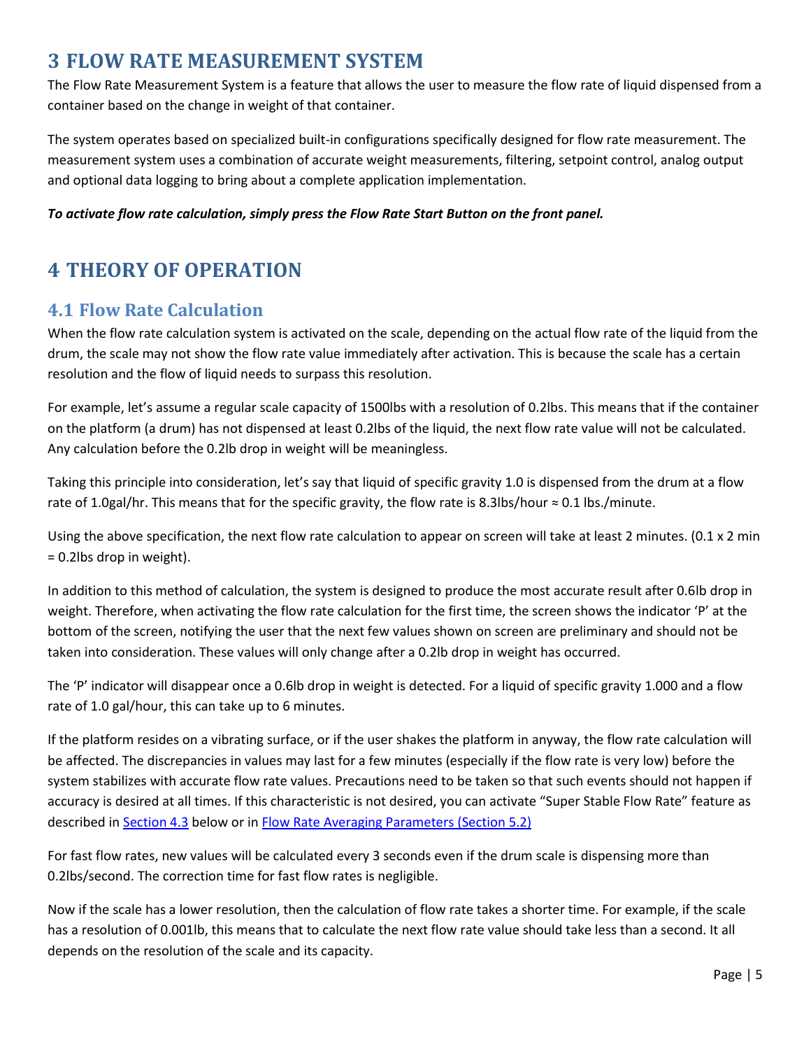# 3 FLOW RATE MEASUREMENT SYSTEM

The Flow Rate Measurement System is a feature that allows the user to measure the flow rate of liquid dispensed from a container based on the change in weight of that container.

The system operates based on specialized built-in configurations specifically designed for flow rate measurement. The measurement system uses a combination of accurate weight measurements, filtering, setpoint control, analog output and optional data logging to bring about a complete application implementation.

***To activate flow rate calculation, simply press the Flow Rate Start Button on the front panel.***

# 4 THEORY OF OPERATION

## 4.1 Flow Rate Calculation

When the flow rate calculation system is activated on the scale, depending on the actual flow rate of the liquid from the drum, the scale may not show the flow rate value immediately after activation. This is because the scale has a certain resolution and the flow of liquid needs to surpass this resolution.

For example, let's assume a regular scale capacity of 1500lbs with a resolution of 0.2lbs. This means that if the container on the platform (a drum) has not dispensed at least 0.2lbs of the liquid, the next flow rate value will not be calculated. Any calculation before the 0.2lb drop in weight will be meaningless.

Taking this principle into consideration, let's say that liquid of specific gravity 1.0 is dispensed from the drum at a flow rate of 1.0gal/hr. This means that for the specific gravity, the flow rate is 8.3lbs/hour ≈ 0.1 lbs./minute.

Using the above specification, the next flow rate calculation to appear on screen will take at least 2 minutes. (0.1 x 2 min = 0.2lbs drop in weight).

In addition to this method of calculation, the system is designed to produce the most accurate result after 0.6lb drop in weight. Therefore, when activating the flow rate calculation for the first time, the screen shows the indicator 'P' at the bottom of the screen, notifying the user that the next few values shown on screen are preliminary and should not be taken into consideration. These values will only change after a 0.2lb drop in weight has occurred.

The 'P' indicator will disappear once a 0.6lb drop in weight is detected. For a liquid of specific gravity 1.000 and a flow rate of 1.0 gal/hour, this can take up to 6 minutes.

If the platform resides on a vibrating surface, or if the user shakes the platform in anyway, the flow rate calculation will be affected. The discrepancies in values may last for a few minutes (especially if the flow rate is very low) before the system stabilizes with accurate flow rate values. Precautions need to be taken so that such events should not happen if accuracy is desired at all times. If this characteristic is not desired, you can activate "Super Stable Flow Rate" feature as described in [Section 4.3](#) below or in [Flow Rate Averaging Parameters (Section 5.2)](#)

For fast flow rates, new values will be calculated every 3 seconds even if the drum scale is dispensing more than 0.2lbs/second. The correction time for fast flow rates is negligible.

Now if the scale has a lower resolution, then the calculation of flow rate takes a shorter time. For example, if the scale has a resolution of 0.001lb, this means that to calculate the next flow rate value should take less than a second. It all depends on the resolution of the scale and its capacity.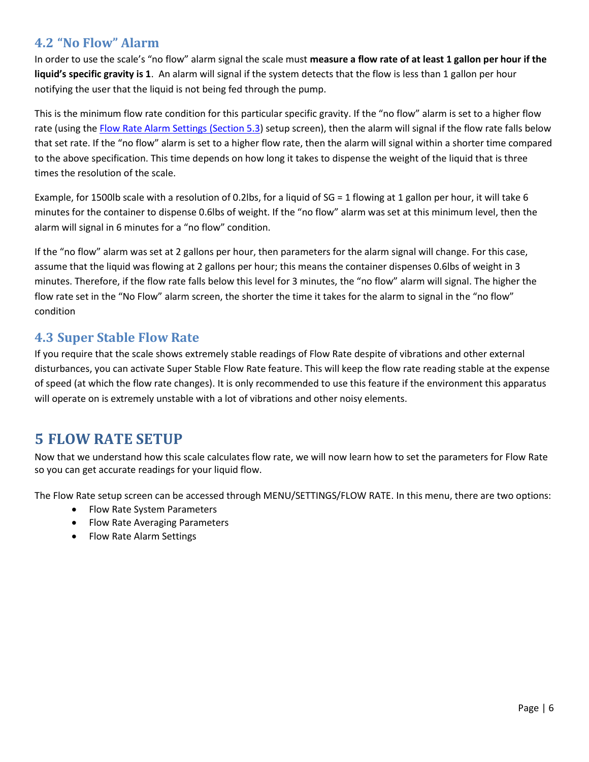## 4.2 "No Flow" Alarm

In order to use the scale's "no flow" alarm signal the scale must **measure a flow rate of at least 1 gallon per hour if the liquid's specific gravity is 1**. An alarm will signal if the system detects that the flow is less than 1 gallon per hour notifying the user that the liquid is not being fed through the pump.

This is the minimum flow rate condition for this particular specific gravity. If the "no flow" alarm is set to a higher flow rate (using the [Flow Rate Alarm Settings (Section 5.3)]() setup screen), then the alarm will signal if the flow rate falls below that set rate. If the "no flow" alarm is set to a higher flow rate, then the alarm will signal within a shorter time compared to the above specification. This time depends on how long it takes to dispense the weight of the liquid that is three times the resolution of the scale.

Example, for 1500lb scale with a resolution of 0.2lbs, for a liquid of SG = 1 flowing at 1 gallon per hour, it will take 6 minutes for the container to dispense 0.6lbs of weight. If the "no flow" alarm was set at this minimum level, then the alarm will signal in 6 minutes for a "no flow" condition.

If the "no flow" alarm was set at 2 gallons per hour, then parameters for the alarm signal will change. For this case, assume that the liquid was flowing at 2 gallons per hour; this means the container dispenses 0.6lbs of weight in 3 minutes. Therefore, if the flow rate falls below this level for 3 minutes, the "no flow" alarm will signal. The higher the flow rate set in the "No Flow" alarm screen, the shorter the time it takes for the alarm to signal in the "no flow" condition

## 4.3 Super Stable Flow Rate

If you require that the scale shows extremely stable readings of Flow Rate despite of vibrations and other external disturbances, you can activate Super Stable Flow Rate feature. This will keep the flow rate reading stable at the expense of speed (at which the flow rate changes). It is only recommended to use this feature if the environment this apparatus will operate on is extremely unstable with a lot of vibrations and other noisy elements.

# 5 FLOW RATE SETUP

Now that we understand how this scale calculates flow rate, we will now learn how to set the parameters for Flow Rate so you can get accurate readings for your liquid flow.

The Flow Rate setup screen can be accessed through MENU/SETTINGS/FLOW RATE. In this menu, there are two options:

- Flow Rate System Parameters
- Flow Rate Averaging Parameters
- Flow Rate Alarm Settings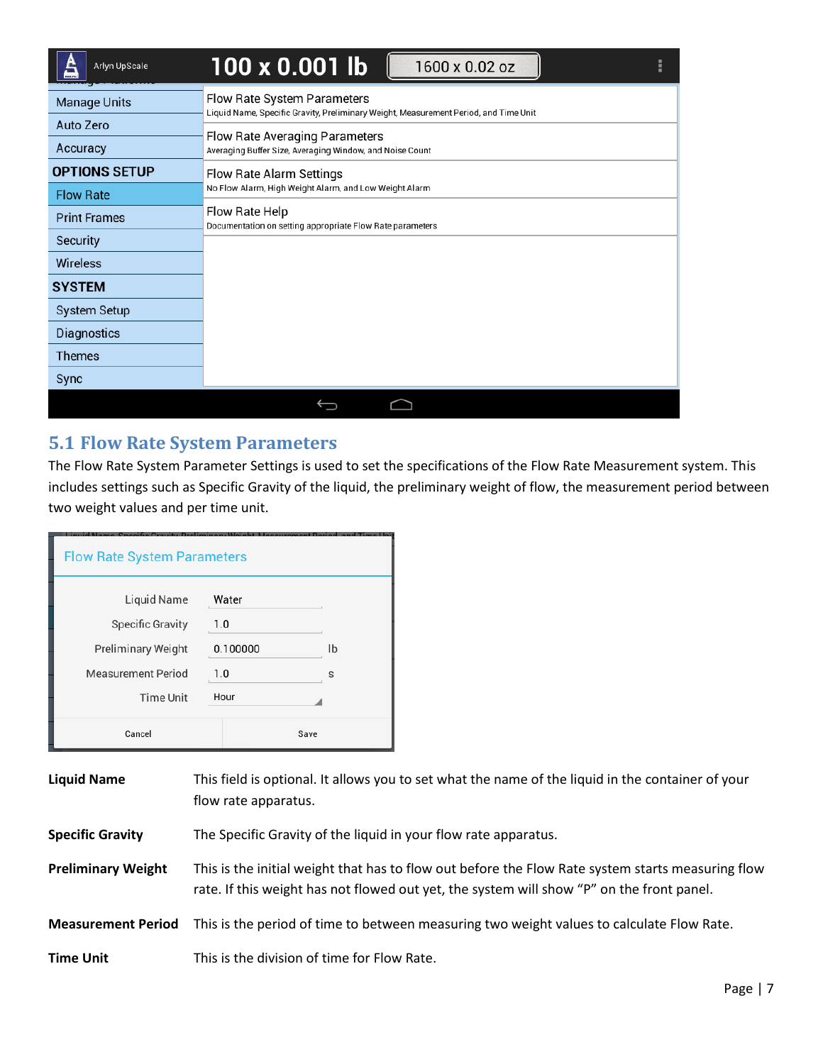## 5.1 Flow Rate System Parameters

The Flow Rate System Parameter Settings is used to set the specifications of the Flow Rate Measurement system. This includes settings such as Specific Gravity of the liquid, the preliminary weight of flow, the measurement period between two weight values and per time unit.

| | |
|---|---|
| **Liquid Name** | This field is optional. It allows you to set what the name of the liquid in the container of your flow rate apparatus. |
| **Specific Gravity** | The Specific Gravity of the liquid in your flow rate apparatus. |
| **Preliminary Weight** | This is the initial weight that has to flow out before the Flow Rate system starts measuring flow rate. If this weight has not flowed out yet, the system will show "P" on the front panel. |
| **Measurement Period** | This is the period of time to between measuring two weight values to calculate Flow Rate. |
| **Time Unit** | This is the division of time for Flow Rate. |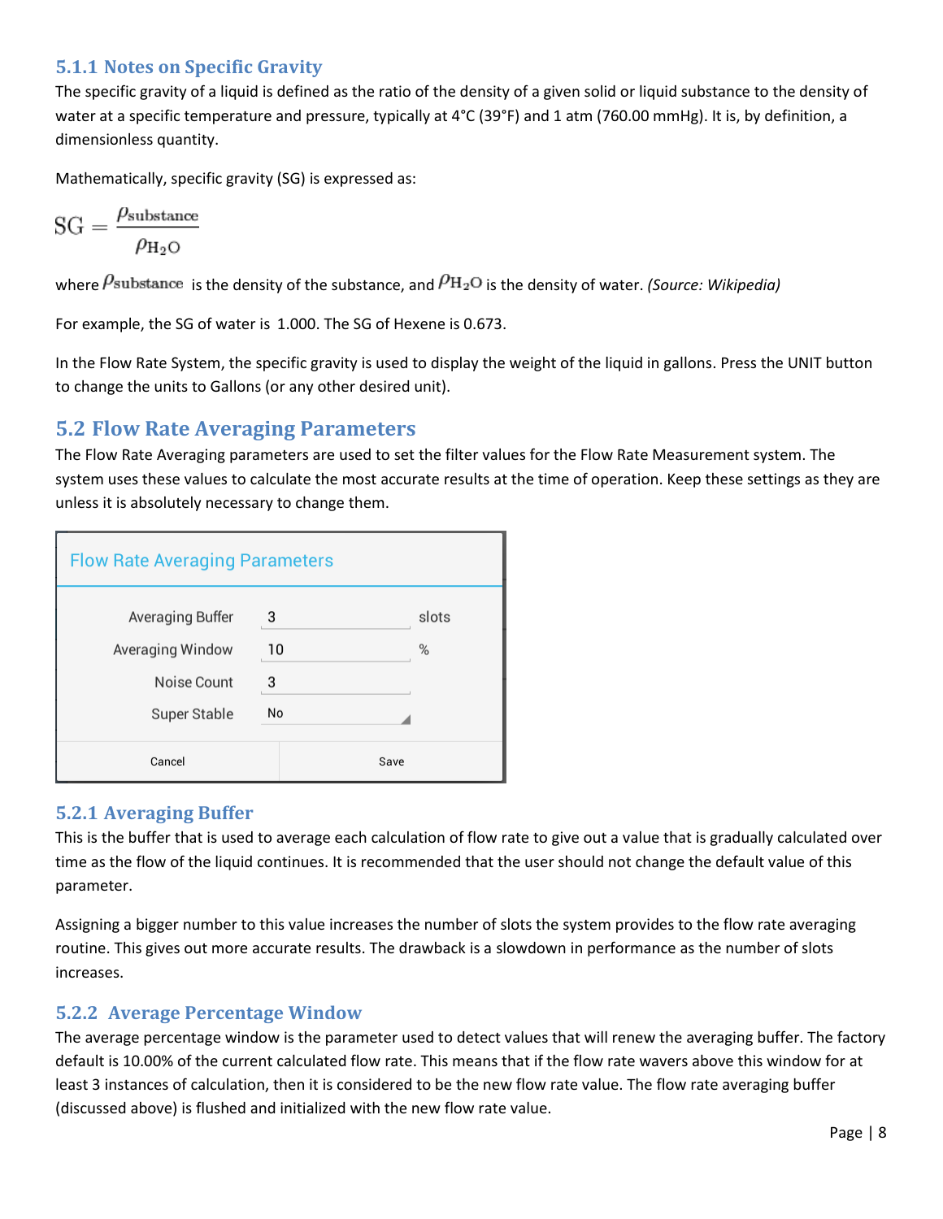### 5.1.1 Notes on Specific Gravity

The specific gravity of a liquid is defined as the ratio of the density of a given solid or liquid substance to the density of water at a specific temperature and pressure, typically at 4°C (39°F) and 1 atm (760.00 mmHg). It is, by definition, a dimensionless quantity.

Mathematically, specific gravity (SG) is expressed as:

$$\mathrm{SG} = \frac{\rho_{\mathrm{substance}}}{\rho_{\mathrm{H_2O}}}$$

where $\rho_{\mathrm{substance}}$ is the density of the substance, and $\rho_{\mathrm{H_2O}}$ is the density of water. *(Source: Wikipedia)*

For example, the SG of water is 1.000. The SG of Hexene is 0.673.

In the Flow Rate System, the specific gravity is used to display the weight of the liquid in gallons. Press the UNIT button to change the units to Gallons (or any other desired unit).

## 5.2 Flow Rate Averaging Parameters

The Flow Rate Averaging parameters are used to set the filter values for the Flow Rate Measurement system. The system uses these values to calculate the most accurate results at the time of operation. Keep these settings as they are unless it is absolutely necessary to change them.

**Flow Rate Averaging Parameters**

| Parameter | Value | Unit |
|---|---|---|
| Averaging Buffer | 3 | slots |
| Averaging Window | 10 | % |
| Noise Count | 3 | |
| Super Stable | No | |

Cancel | Save

### 5.2.1 Averaging Buffer

This is the buffer that is used to average each calculation of flow rate to give out a value that is gradually calculated over time as the flow of the liquid continues. It is recommended that the user should not change the default value of this parameter.

Assigning a bigger number to this value increases the number of slots the system provides to the flow rate averaging routine. This gives out more accurate results. The drawback is a slowdown in performance as the number of slots increases.

### 5.2.2 Average Percentage Window

The average percentage window is the parameter used to detect values that will renew the averaging buffer. The factory default is 10.00% of the current calculated flow rate. This means that if the flow rate wavers above this window for at least 3 instances of calculation, then it is considered to be the new flow rate value. The flow rate averaging buffer (discussed above) is flushed and initialized with the new flow rate value.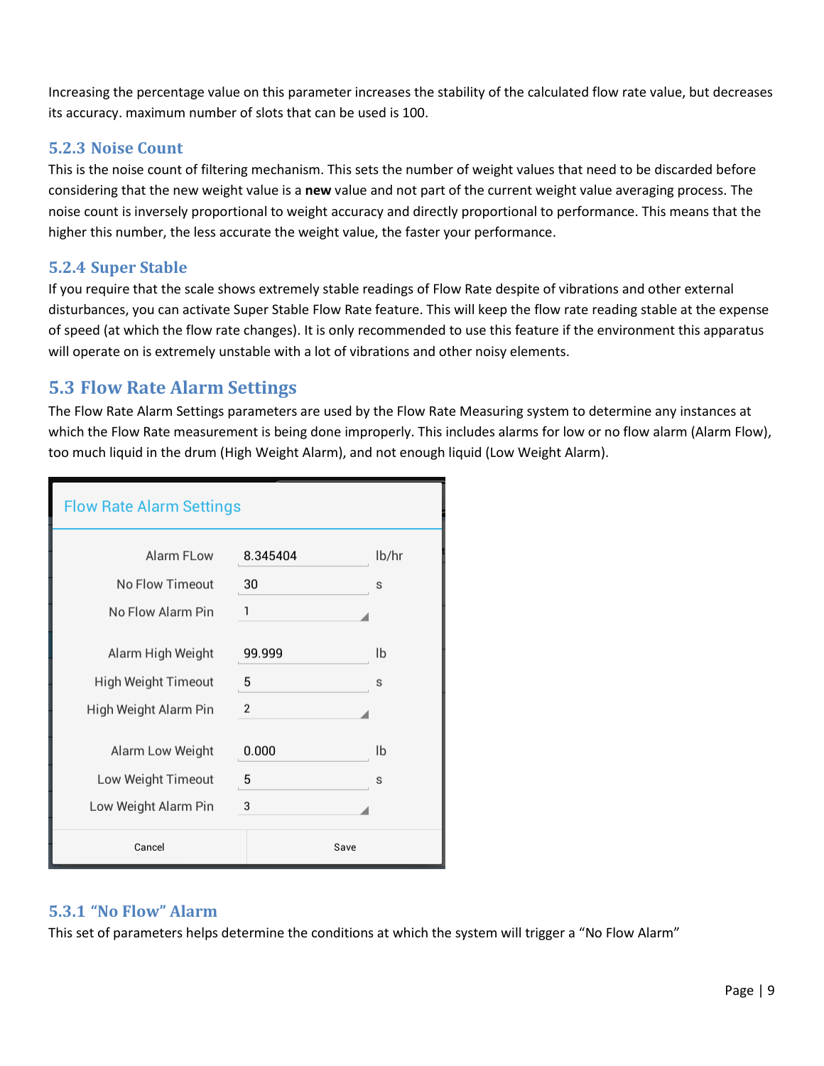Increasing the percentage value on this parameter increases the stability of the calculated flow rate value, but decreases its accuracy. maximum number of slots that can be used is 100.

### 5.2.3 Noise Count

This is the noise count of filtering mechanism. This sets the number of weight values that need to be discarded before considering that the new weight value is a **new** value and not part of the current weight value averaging process. The noise count is inversely proportional to weight accuracy and directly proportional to performance. This means that the higher this number, the less accurate the weight value, the faster your performance.

### 5.2.4 Super Stable

If you require that the scale shows extremely stable readings of Flow Rate despite of vibrations and other external disturbances, you can activate Super Stable Flow Rate feature. This will keep the flow rate reading stable at the expense of speed (at which the flow rate changes). It is only recommended to use this feature if the environment this apparatus will operate on is extremely unstable with a lot of vibrations and other noisy elements.

## 5.3 Flow Rate Alarm Settings

The Flow Rate Alarm Settings parameters are used by the Flow Rate Measuring system to determine any instances at which the Flow Rate measurement is being done improperly. This includes alarms for low or no flow alarm (Alarm Flow), too much liquid in the drum (High Weight Alarm), and not enough liquid (Low Weight Alarm).

**Flow Rate Alarm Settings**

| Parameter | Value | Unit |
|---|---|---|
| Alarm FLow | 8.345404 | lb/hr |
| No Flow Timeout | 30 | s |
| No Flow Alarm Pin | 1 | |
| Alarm High Weight | 99.999 | lb |
| High Weight Timeout | 5 | s |
| High Weight Alarm Pin | 2 | |
| Alarm Low Weight | 0.000 | lb |
| Low Weight Timeout | 5 | s |
| Low Weight Alarm Pin | 3 | |

Cancel | Save

### 5.3.1 "No Flow" Alarm

This set of parameters helps determine the conditions at which the system will trigger a "No Flow Alarm"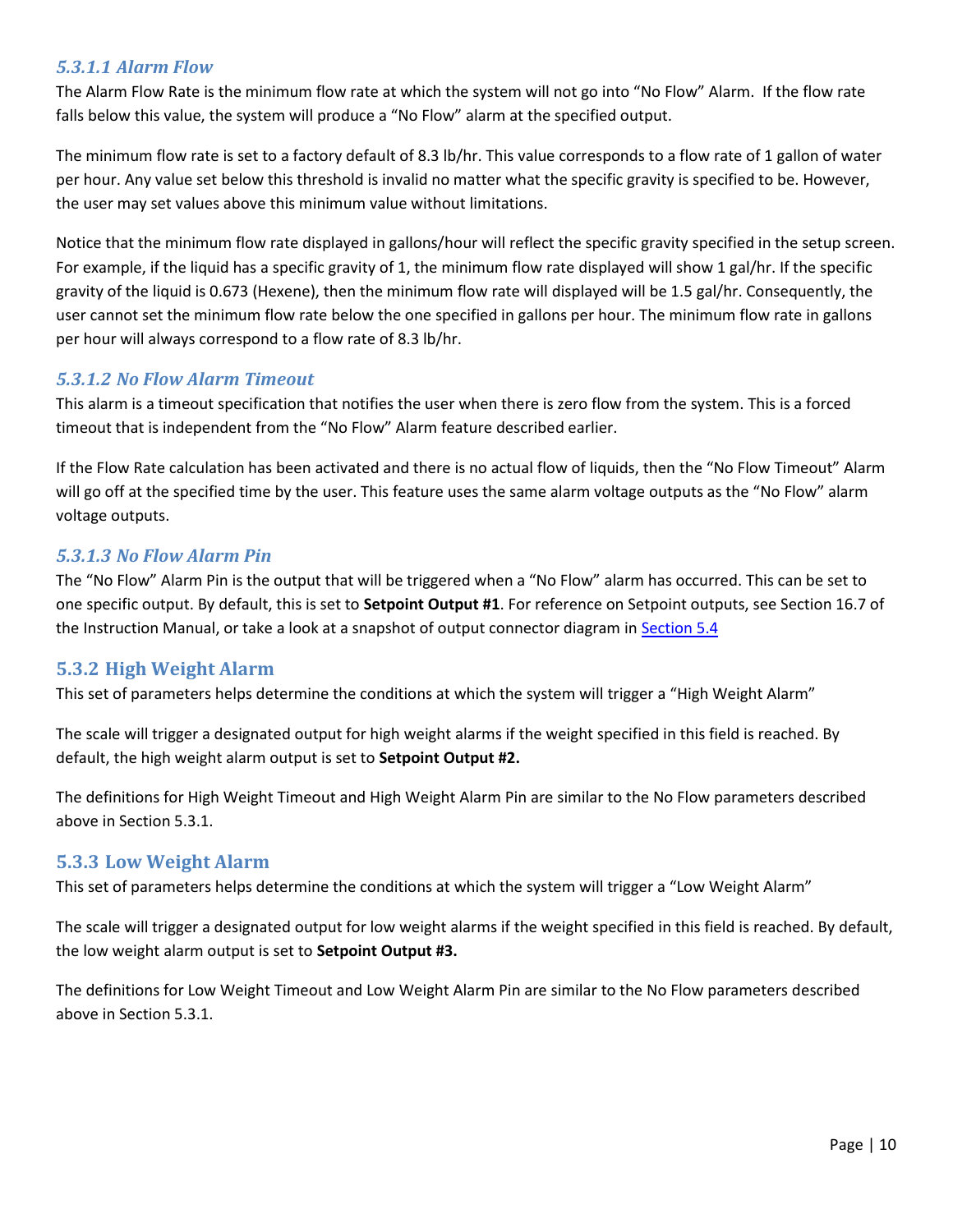#### *5.3.1.1 Alarm Flow*

The Alarm Flow Rate is the minimum flow rate at which the system will not go into "No Flow" Alarm. If the flow rate falls below this value, the system will produce a "No Flow" alarm at the specified output.

The minimum flow rate is set to a factory default of 8.3 lb/hr. This value corresponds to a flow rate of 1 gallon of water per hour. Any value set below this threshold is invalid no matter what the specific gravity is specified to be. However, the user may set values above this minimum value without limitations.

Notice that the minimum flow rate displayed in gallons/hour will reflect the specific gravity specified in the setup screen. For example, if the liquid has a specific gravity of 1, the minimum flow rate displayed will show 1 gal/hr. If the specific gravity of the liquid is 0.673 (Hexene), then the minimum flow rate will displayed will be 1.5 gal/hr. Consequently, the user cannot set the minimum flow rate below the one specified in gallons per hour. The minimum flow rate in gallons per hour will always correspond to a flow rate of 8.3 lb/hr.

#### *5.3.1.2 No Flow Alarm Timeout*

This alarm is a timeout specification that notifies the user when there is zero flow from the system. This is a forced timeout that is independent from the "No Flow" Alarm feature described earlier.

If the Flow Rate calculation has been activated and there is no actual flow of liquids, then the "No Flow Timeout" Alarm will go off at the specified time by the user. This feature uses the same alarm voltage outputs as the "No Flow" alarm voltage outputs.

#### *5.3.1.3 No Flow Alarm Pin*

The "No Flow" Alarm Pin is the output that will be triggered when a "No Flow" alarm has occurred. This can be set to one specific output. By default, this is set to **Setpoint Output #1**. For reference on Setpoint outputs, see Section 16.7 of the Instruction Manual, or take a look at a snapshot of output connector diagram in Section 5.4

### 5.3.2 High Weight Alarm

This set of parameters helps determine the conditions at which the system will trigger a "High Weight Alarm"

The scale will trigger a designated output for high weight alarms if the weight specified in this field is reached. By default, the high weight alarm output is set to **Setpoint Output #2.**

The definitions for High Weight Timeout and High Weight Alarm Pin are similar to the No Flow parameters described above in Section 5.3.1.

### 5.3.3 Low Weight Alarm

This set of parameters helps determine the conditions at which the system will trigger a "Low Weight Alarm"

The scale will trigger a designated output for low weight alarms if the weight specified in this field is reached. By default, the low weight alarm output is set to **Setpoint Output #3.**

The definitions for Low Weight Timeout and Low Weight Alarm Pin are similar to the No Flow parameters described above in Section 5.3.1.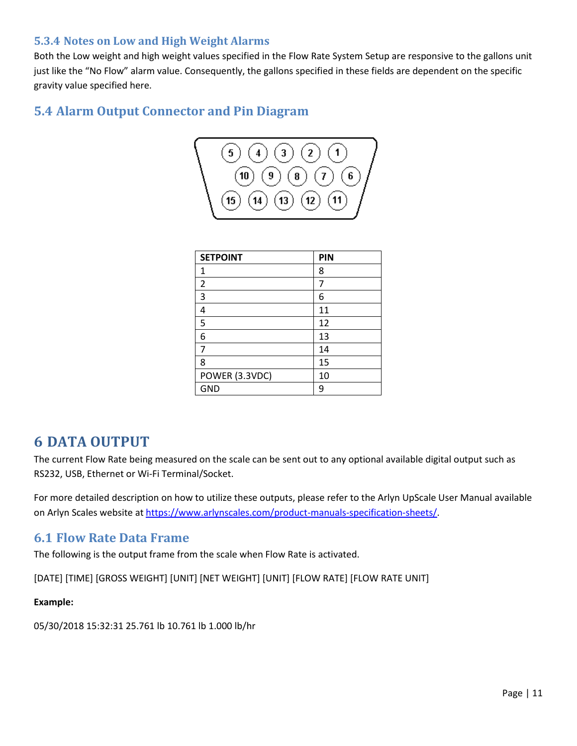### 5.3.4 Notes on Low and High Weight Alarms

Both the Low weight and high weight values specified in the Flow Rate System Setup are responsive to the gallons unit just like the "No Flow" alarm value. Consequently, the gallons specified in these fields are dependent on the specific gravity value specified here.

## 5.4 Alarm Output Connector and Pin Diagram

| SETPOINT | PIN |
|---|---|
| 1 | 8 |
| 2 | 7 |
| 3 | 6 |
| 4 | 11 |
| 5 | 12 |
| 6 | 13 |
| 7 | 14 |
| 8 | 15 |
| POWER (3.3VDC) | 10 |
| GND | 9 |

# 6 DATA OUTPUT

The current Flow Rate being measured on the scale can be sent out to any optional available digital output such as RS232, USB, Ethernet or Wi-Fi Terminal/Socket.

For more detailed description on how to utilize these outputs, please refer to the Arlyn UpScale User Manual available on Arlyn Scales website at https://www.arlynscales.com/product-manuals-specification-sheets/.

## 6.1 Flow Rate Data Frame

The following is the output frame from the scale when Flow Rate is activated.

[DATE] [TIME] [GROSS WEIGHT] [UNIT] [NET WEIGHT] [UNIT] [FLOW RATE] [FLOW RATE UNIT]

**Example:**

05/30/2018 15:32:31 25.761 lb 10.761 lb 1.000 lb/hr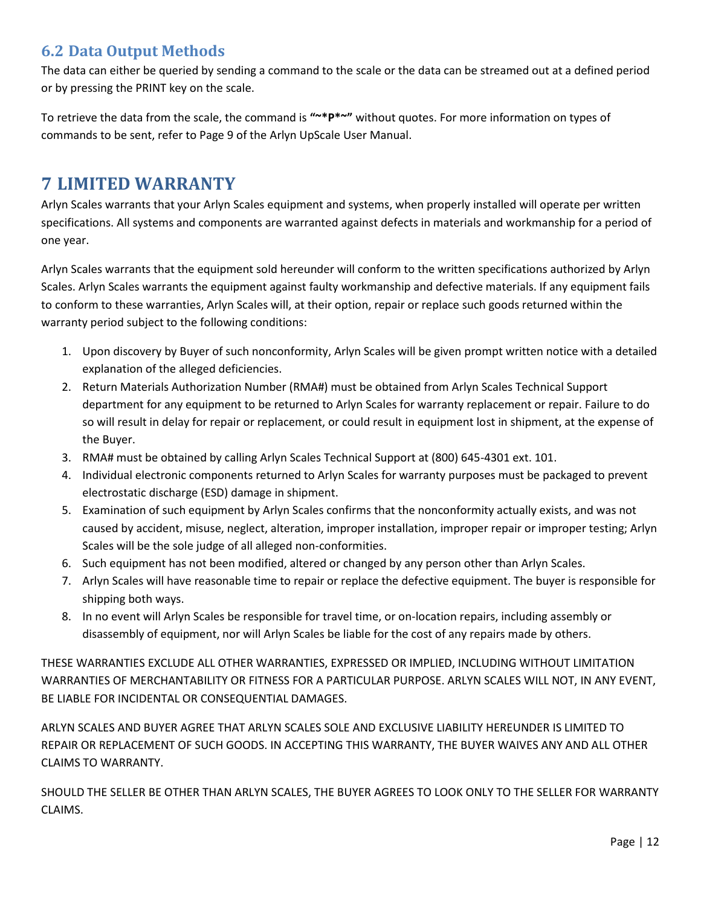## 6.2 Data Output Methods

The data can either be queried by sending a command to the scale or the data can be streamed out at a defined period or by pressing the PRINT key on the scale.

To retrieve the data from the scale, the command is **"~*P*~"** without quotes. For more information on types of commands to be sent, refer to Page 9 of the Arlyn UpScale User Manual.

# 7 LIMITED WARRANTY

Arlyn Scales warrants that your Arlyn Scales equipment and systems, when properly installed will operate per written specifications. All systems and components are warranted against defects in materials and workmanship for a period of one year.

Arlyn Scales warrants that the equipment sold hereunder will conform to the written specifications authorized by Arlyn Scales. Arlyn Scales warrants the equipment against faulty workmanship and defective materials. If any equipment fails to conform to these warranties, Arlyn Scales will, at their option, repair or replace such goods returned within the warranty period subject to the following conditions:

1. Upon discovery by Buyer of such nonconformity, Arlyn Scales will be given prompt written notice with a detailed explanation of the alleged deficiencies.
2. Return Materials Authorization Number (RMA#) must be obtained from Arlyn Scales Technical Support department for any equipment to be returned to Arlyn Scales for warranty replacement or repair. Failure to do so will result in delay for repair or replacement, or could result in equipment lost in shipment, at the expense of the Buyer.
3. RMA# must be obtained by calling Arlyn Scales Technical Support at (800) 645-4301 ext. 101.
4. Individual electronic components returned to Arlyn Scales for warranty purposes must be packaged to prevent electrostatic discharge (ESD) damage in shipment.
5. Examination of such equipment by Arlyn Scales confirms that the nonconformity actually exists, and was not caused by accident, misuse, neglect, alteration, improper installation, improper repair or improper testing; Arlyn Scales will be the sole judge of all alleged non-conformities.
6. Such equipment has not been modified, altered or changed by any person other than Arlyn Scales.
7. Arlyn Scales will have reasonable time to repair or replace the defective equipment. The buyer is responsible for shipping both ways.
8. In no event will Arlyn Scales be responsible for travel time, or on-location repairs, including assembly or disassembly of equipment, nor will Arlyn Scales be liable for the cost of any repairs made by others.

THESE WARRANTIES EXCLUDE ALL OTHER WARRANTIES, EXPRESSED OR IMPLIED, INCLUDING WITHOUT LIMITATION WARRANTIES OF MERCHANTABILITY OR FITNESS FOR A PARTICULAR PURPOSE. ARLYN SCALES WILL NOT, IN ANY EVENT, BE LIABLE FOR INCIDENTAL OR CONSEQUENTIAL DAMAGES.

ARLYN SCALES AND BUYER AGREE THAT ARLYN SCALES SOLE AND EXCLUSIVE LIABILITY HEREUNDER IS LIMITED TO REPAIR OR REPLACEMENT OF SUCH GOODS. IN ACCEPTING THIS WARRANTY, THE BUYER WAIVES ANY AND ALL OTHER CLAIMS TO WARRANTY.

SHOULD THE SELLER BE OTHER THAN ARLYN SCALES, THE BUYER AGREES TO LOOK ONLY TO THE SELLER FOR WARRANTY CLAIMS.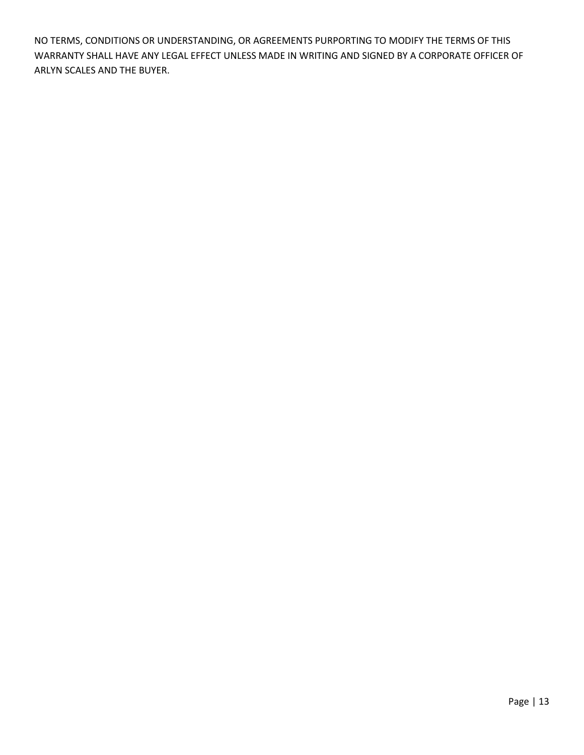NO TERMS, CONDITIONS OR UNDERSTANDING, OR AGREEMENTS PURPORTING TO MODIFY THE TERMS OF THIS WARRANTY SHALL HAVE ANY LEGAL EFFECT UNLESS MADE IN WRITING AND SIGNED BY A CORPORATE OFFICER OF ARLYN SCALES AND THE BUYER.